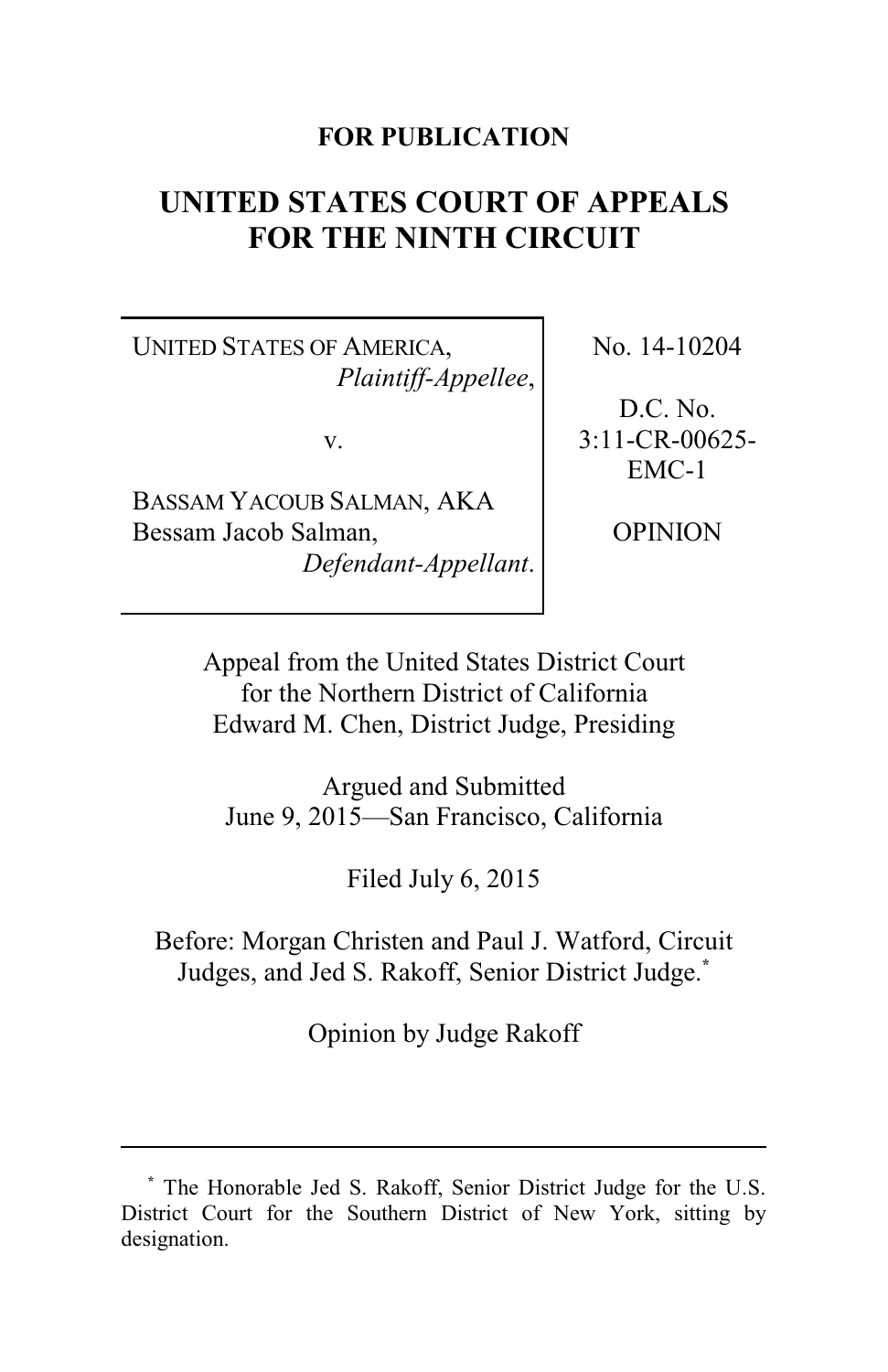**FOR PUBLICATION**

# UNITED STATES COURT OF APPEALS FOR THE NINTH CIRCUIT

| | |
|---|---|
| UNITED STATES OF AMERICA, *Plaintiff-Appellee*, v. BASSAM YACOUB SALMAN, AKA Bessam Jacob Salman, *Defendant-Appellant*. | No. 14-10204 D.C. No. 3:11-CR-00625-EMC-1 OPINION |

Appeal from the United States District Court for the Northern District of California
Edward M. Chen, District Judge, Presiding

Argued and Submitted
June 9, 2015—San Francisco, California

Filed July 6, 2015

Before: Morgan Christen and Paul J. Watford, Circuit Judges, and Jed S. Rakoff, Senior District Judge.*

Opinion by Judge Rakoff

---

\* The Honorable Jed S. Rakoff, Senior District Judge for the U.S. District Court for the Southern District of New York, sitting by designation.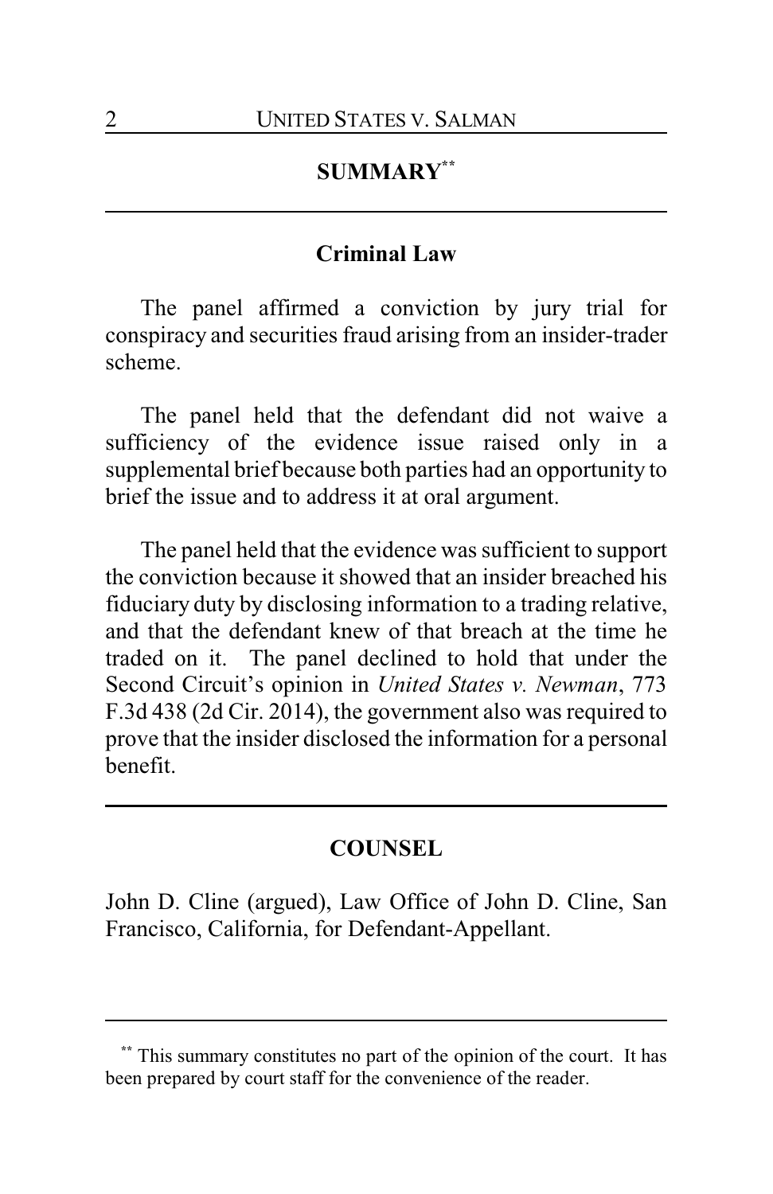## SUMMARY[**]

### Criminal Law

The panel affirmed a conviction by jury trial for conspiracy and securities fraud arising from an insider-trader scheme.

The panel held that the defendant did not waive a sufficiency of the evidence issue raised only in a supplemental brief because both parties had an opportunity to brief the issue and to address it at oral argument.

The panel held that the evidence was sufficient to support the conviction because it showed that an insider breached his fiduciary duty by disclosing information to a trading relative, and that the defendant knew of that breach at the time he traded on it. The panel declined to hold that under the Second Circuit's opinion in *United States v. Newman*, 773 F.3d 438 (2d Cir. 2014), the government also was required to prove that the insider disclosed the information for a personal benefit.

## COUNSEL

John D. Cline (argued), Law Office of John D. Cline, San Francisco, California, for Defendant-Appellant.

---

[**] This summary constitutes no part of the opinion of the court. It has been prepared by court staff for the convenience of the reader.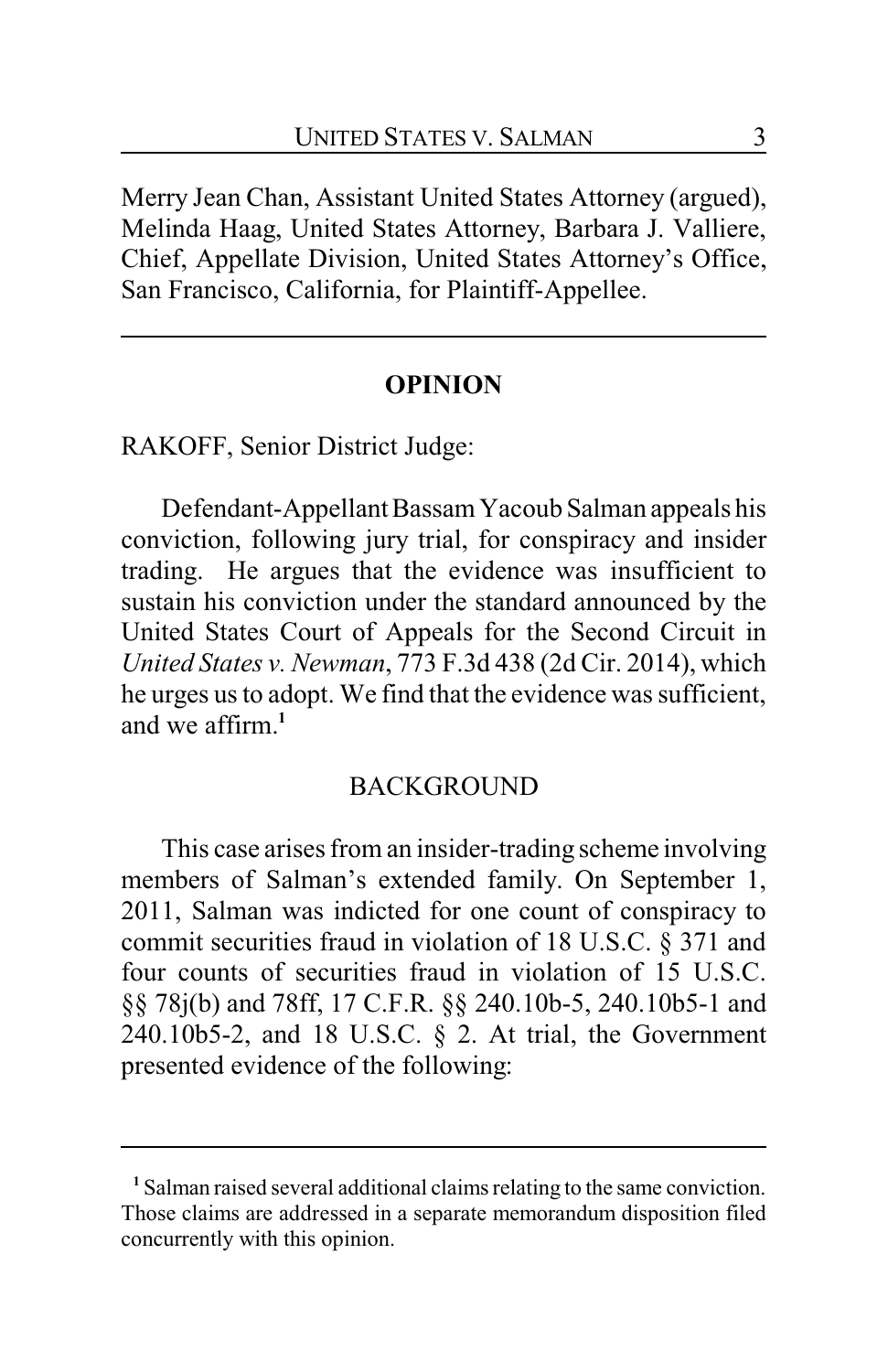Merry Jean Chan, Assistant United States Attorney (argued), Melinda Haag, United States Attorney, Barbara J. Valliere, Chief, Appellate Division, United States Attorney's Office, San Francisco, California, for Plaintiff-Appellee.

---

## OPINION

RAKOFF, Senior District Judge:

Defendant-Appellant Bassam Yacoub Salman appeals his conviction, following jury trial, for conspiracy and insider trading. He argues that the evidence was insufficient to sustain his conviction under the standard announced by the United States Court of Appeals for the Second Circuit in *United States v. Newman*, 773 F.3d 438 (2d Cir. 2014), which he urges us to adopt. We find that the evidence was sufficient, and we affirm.[1]

### BACKGROUND

This case arises from an insider-trading scheme involving members of Salman's extended family. On September 1, 2011, Salman was indicted for one count of conspiracy to commit securities fraud in violation of 18 U.S.C. § 371 and four counts of securities fraud in violation of 15 U.S.C. §§ 78j(b) and 78ff, 17 C.F.R. §§ 240.10b-5, 240.10b5-1 and 240.10b5-2, and 18 U.S.C. § 2. At trial, the Government presented evidence of the following:

---

[1] Salman raised several additional claims relating to the same conviction. Those claims are addressed in a separate memorandum disposition filed concurrently with this opinion.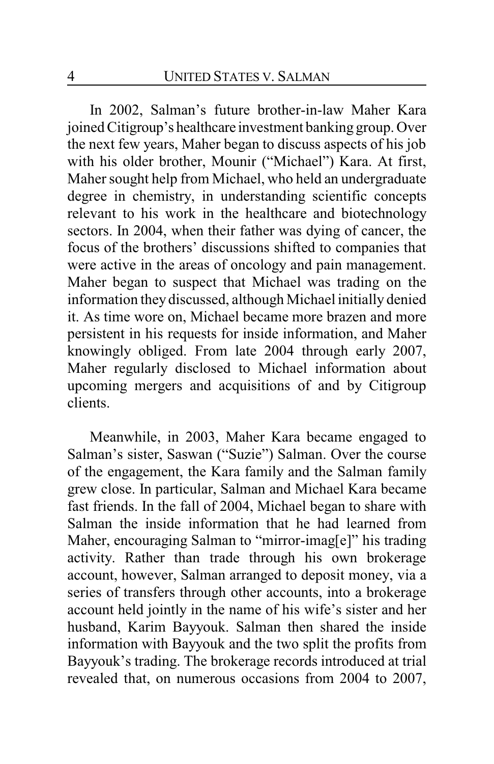In 2002, Salman's future brother-in-law Maher Kara joined Citigroup's healthcare investment banking group. Over the next few years, Maher began to discuss aspects of his job with his older brother, Mounir ("Michael") Kara. At first, Maher sought help from Michael, who held an undergraduate degree in chemistry, in understanding scientific concepts relevant to his work in the healthcare and biotechnology sectors. In 2004, when their father was dying of cancer, the focus of the brothers' discussions shifted to companies that were active in the areas of oncology and pain management. Maher began to suspect that Michael was trading on the information they discussed, although Michael initially denied it. As time wore on, Michael became more brazen and more persistent in his requests for inside information, and Maher knowingly obliged. From late 2004 through early 2007, Maher regularly disclosed to Michael information about upcoming mergers and acquisitions of and by Citigroup clients.

Meanwhile, in 2003, Maher Kara became engaged to Salman's sister, Saswan ("Suzie") Salman. Over the course of the engagement, the Kara family and the Salman family grew close. In particular, Salman and Michael Kara became fast friends. In the fall of 2004, Michael began to share with Salman the inside information that he had learned from Maher, encouraging Salman to "mirror-imag[e]" his trading activity. Rather than trade through his own brokerage account, however, Salman arranged to deposit money, via a series of transfers through other accounts, into a brokerage account held jointly in the name of his wife's sister and her husband, Karim Bayyouk. Salman then shared the inside information with Bayyouk and the two split the profits from Bayyouk's trading. The brokerage records introduced at trial revealed that, on numerous occasions from 2004 to 2007,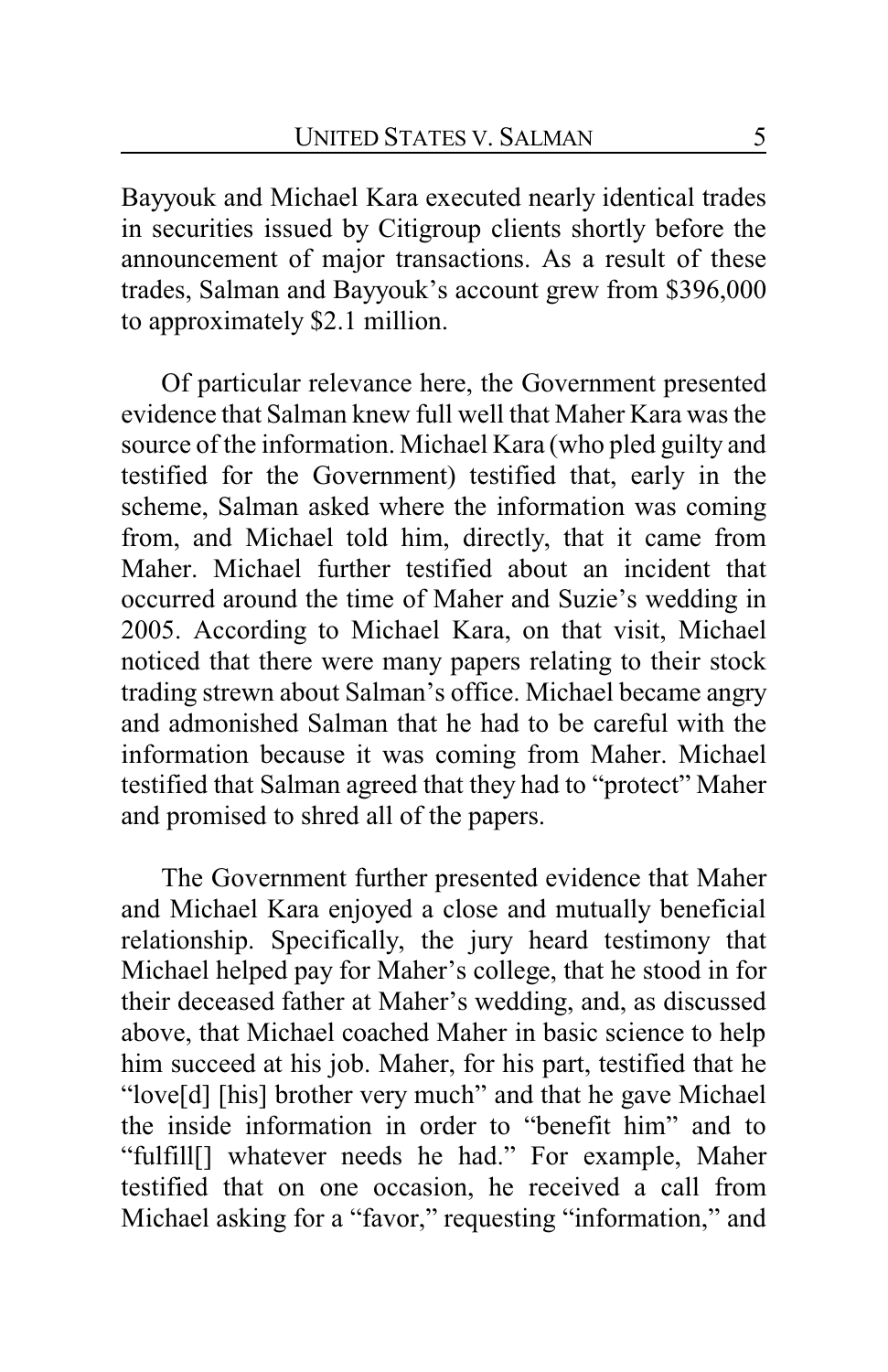Bayyouk and Michael Kara executed nearly identical trades in securities issued by Citigroup clients shortly before the announcement of major transactions. As a result of these trades, Salman and Bayyouk's account grew from $396,000 to approximately $2.1 million.

Of particular relevance here, the Government presented evidence that Salman knew full well that Maher Kara was the source of the information. Michael Kara (who pled guilty and testified for the Government) testified that, early in the scheme, Salman asked where the information was coming from, and Michael told him, directly, that it came from Maher. Michael further testified about an incident that occurred around the time of Maher and Suzie's wedding in 2005. According to Michael Kara, on that visit, Michael noticed that there were many papers relating to their stock trading strewn about Salman's office. Michael became angry and admonished Salman that he had to be careful with the information because it was coming from Maher. Michael testified that Salman agreed that they had to "protect" Maher and promised to shred all of the papers.

The Government further presented evidence that Maher and Michael Kara enjoyed a close and mutually beneficial relationship. Specifically, the jury heard testimony that Michael helped pay for Maher's college, that he stood in for their deceased father at Maher's wedding, and, as discussed above, that Michael coached Maher in basic science to help him succeed at his job. Maher, for his part, testified that he "love[d] [his] brother very much" and that he gave Michael the inside information in order to "benefit him" and to "fulfill[] whatever needs he had." For example, Maher testified that on one occasion, he received a call from Michael asking for a "favor," requesting "information," and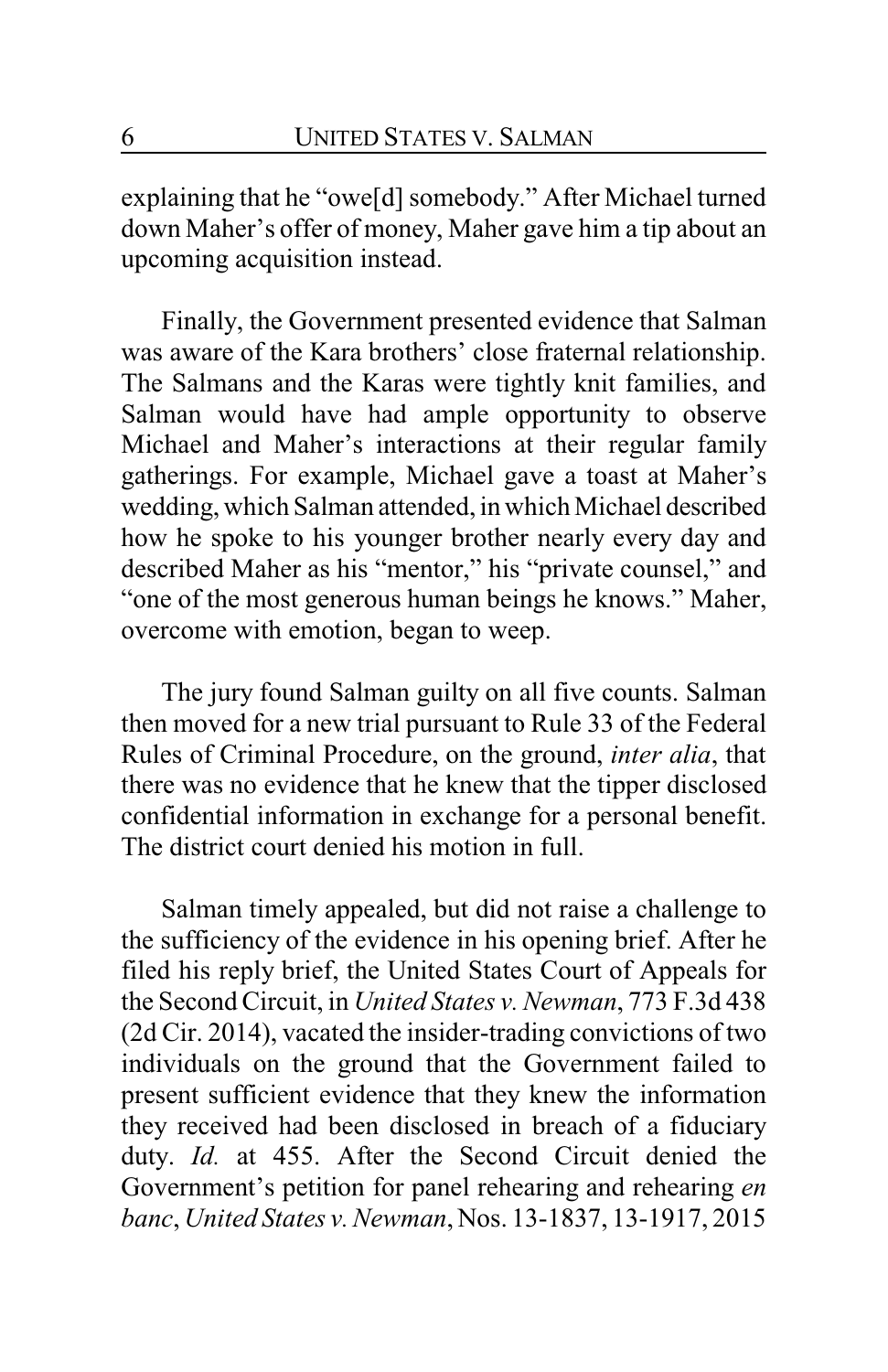explaining that he "owe[d] somebody." After Michael turned down Maher's offer of money, Maher gave him a tip about an upcoming acquisition instead.

Finally, the Government presented evidence that Salman was aware of the Kara brothers' close fraternal relationship. The Salmans and the Karas were tightly knit families, and Salman would have had ample opportunity to observe Michael and Maher's interactions at their regular family gatherings. For example, Michael gave a toast at Maher's wedding, which Salman attended, in which Michael described how he spoke to his younger brother nearly every day and described Maher as his "mentor," his "private counsel," and "one of the most generous human beings he knows." Maher, overcome with emotion, began to weep.

The jury found Salman guilty on all five counts. Salman then moved for a new trial pursuant to Rule 33 of the Federal Rules of Criminal Procedure, on the ground, *inter alia*, that there was no evidence that he knew that the tipper disclosed confidential information in exchange for a personal benefit. The district court denied his motion in full.

Salman timely appealed, but did not raise a challenge to the sufficiency of the evidence in his opening brief. After he filed his reply brief, the United States Court of Appeals for the Second Circuit, in *United States v. Newman*, 773 F.3d 438 (2d Cir. 2014), vacated the insider-trading convictions of two individuals on the ground that the Government failed to present sufficient evidence that they knew the information they received had been disclosed in breach of a fiduciary duty. *Id.* at 455. After the Second Circuit denied the Government's petition for panel rehearing and rehearing *en banc*, *United States v. Newman*, Nos. 13-1837, 13-1917, 2015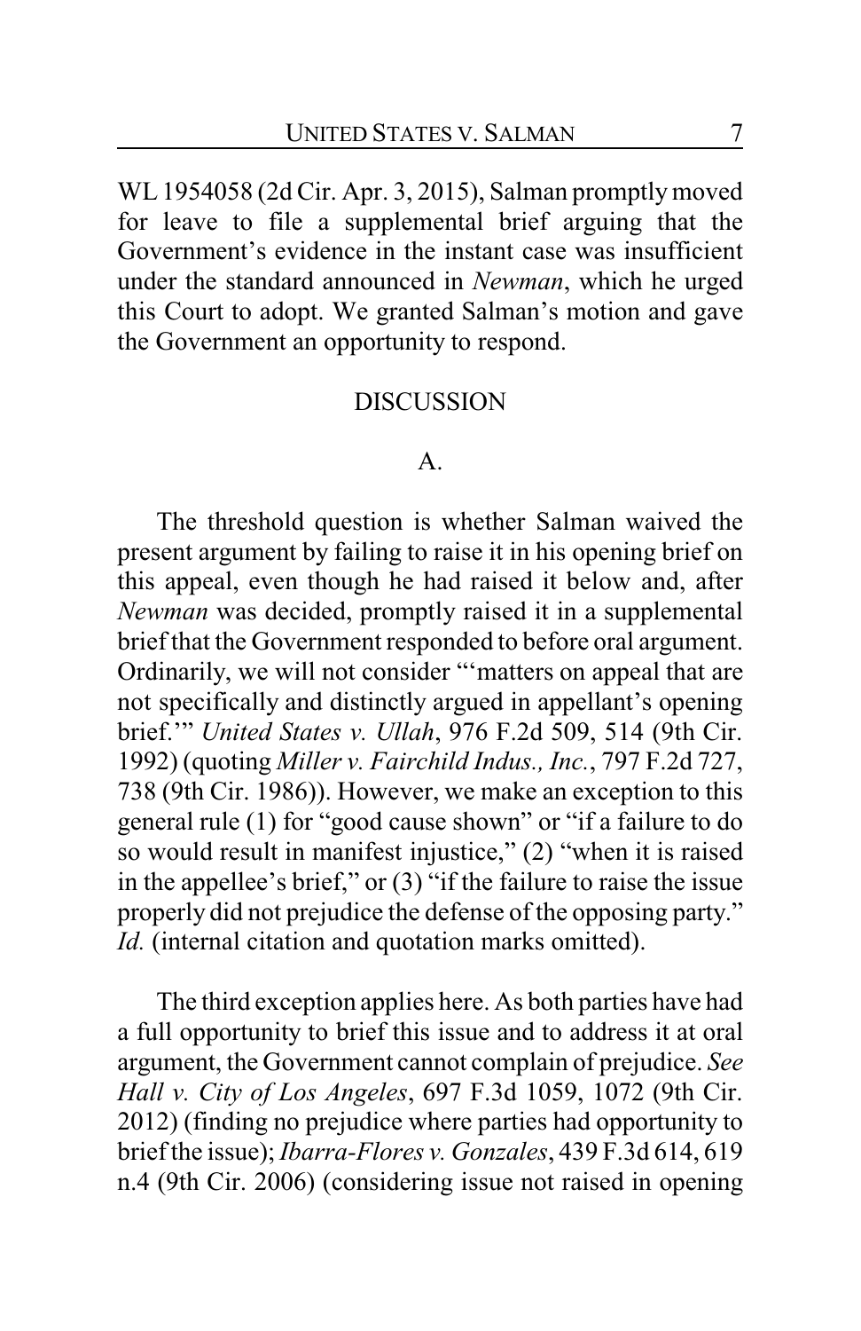WL 1954058 (2d Cir. Apr. 3, 2015), Salman promptly moved for leave to file a supplemental brief arguing that the Government's evidence in the instant case was insufficient under the standard announced in *Newman*, which he urged this Court to adopt. We granted Salman's motion and gave the Government an opportunity to respond.

## DISCUSSION

### A.

The threshold question is whether Salman waived the present argument by failing to raise it in his opening brief on this appeal, even though he had raised it below and, after *Newman* was decided, promptly raised it in a supplemental brief that the Government responded to before oral argument. Ordinarily, we will not consider "'matters on appeal that are not specifically and distinctly argued in appellant's opening brief.'" *United States v. Ullah*, 976 F.2d 509, 514 (9th Cir. 1992) (quoting *Miller v. Fairchild Indus., Inc.*, 797 F.2d 727, 738 (9th Cir. 1986)). However, we make an exception to this general rule (1) for "good cause shown" or "if a failure to do so would result in manifest injustice," (2) "when it is raised in the appellee's brief," or (3) "if the failure to raise the issue properly did not prejudice the defense of the opposing party." *Id.* (internal citation and quotation marks omitted).

The third exception applies here. As both parties have had a full opportunity to brief this issue and to address it at oral argument, the Government cannot complain of prejudice. *See Hall v. City of Los Angeles*, 697 F.3d 1059, 1072 (9th Cir. 2012) (finding no prejudice where parties had opportunity to brief the issue); *Ibarra-Flores v. Gonzales*, 439 F.3d 614, 619 n.4 (9th Cir. 2006) (considering issue not raised in opening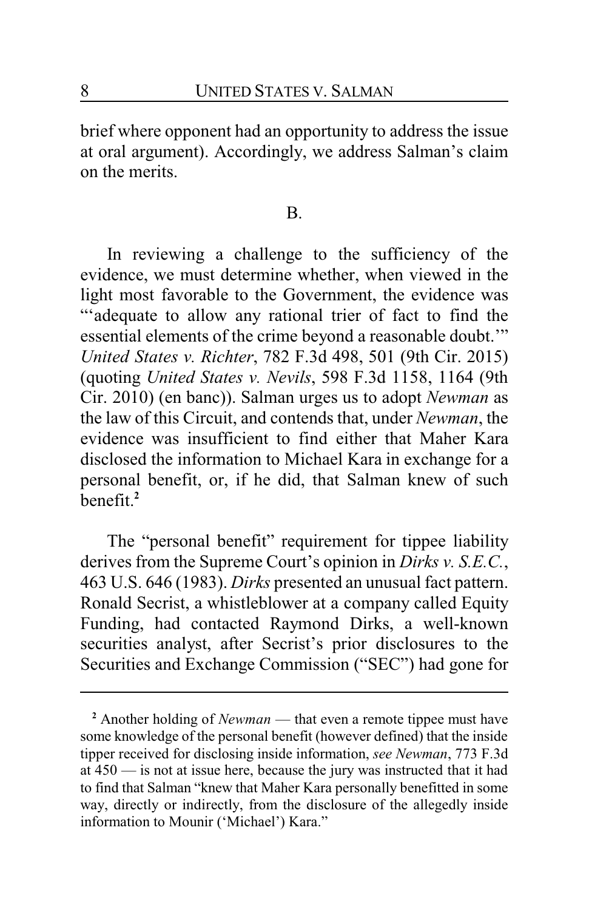brief where opponent had an opportunity to address the issue at oral argument). Accordingly, we address Salman's claim on the merits.

## B.

In reviewing a challenge to the sufficiency of the evidence, we must determine whether, when viewed in the light most favorable to the Government, the evidence was "'adequate to allow any rational trier of fact to find the essential elements of the crime beyond a reasonable doubt.'" *United States v. Richter*, 782 F.3d 498, 501 (9th Cir. 2015) (quoting *United States v. Nevils*, 598 F.3d 1158, 1164 (9th Cir. 2010) (en banc)). Salman urges us to adopt *Newman* as the law of this Circuit, and contends that, under *Newman*, the evidence was insufficient to find either that Maher Kara disclosed the information to Michael Kara in exchange for a personal benefit, or, if he did, that Salman knew of such benefit.[2]

The "personal benefit" requirement for tippee liability derives from the Supreme Court's opinion in *Dirks v. S.E.C.*, 463 U.S. 646 (1983). *Dirks* presented an unusual fact pattern. Ronald Secrist, a whistleblower at a company called Equity Funding, had contacted Raymond Dirks, a well-known securities analyst, after Secrist's prior disclosures to the Securities and Exchange Commission ("SEC") had gone for

---

[2] Another holding of *Newman* — that even a remote tippee must have some knowledge of the personal benefit (however defined) that the inside tipper received for disclosing inside information, *see Newman*, 773 F.3d at 450 — is not at issue here, because the jury was instructed that it had to find that Salman "knew that Maher Kara personally benefitted in some way, directly or indirectly, from the disclosure of the allegedly inside information to Mounir ('Michael') Kara."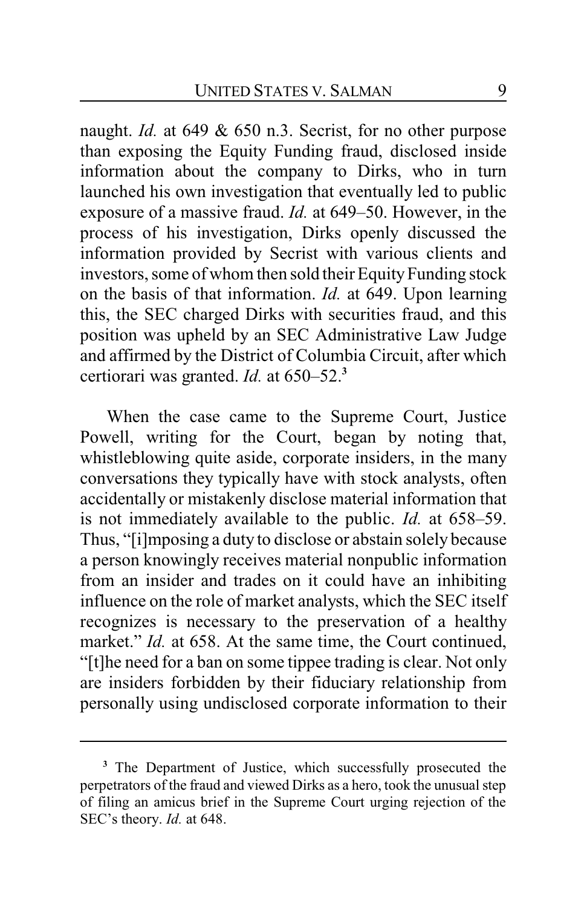naught. *Id.* at 649 & 650 n.3. Secrist, for no other purpose than exposing the Equity Funding fraud, disclosed inside information about the company to Dirks, who in turn launched his own investigation that eventually led to public exposure of a massive fraud. *Id.* at 649–50. However, in the process of his investigation, Dirks openly discussed the information provided by Secrist with various clients and investors, some of whom then sold their Equity Funding stock on the basis of that information. *Id.* at 649. Upon learning this, the SEC charged Dirks with securities fraud, and this position was upheld by an SEC Administrative Law Judge and affirmed by the District of Columbia Circuit, after which certiorari was granted. *Id.* at 650–52.[3]

When the case came to the Supreme Court, Justice Powell, writing for the Court, began by noting that, whistleblowing quite aside, corporate insiders, in the many conversations they typically have with stock analysts, often accidentally or mistakenly disclose material information that is not immediately available to the public. *Id.* at 658–59. Thus, "[i]mposing a duty to disclose or abstain solely because a person knowingly receives material nonpublic information from an insider and trades on it could have an inhibiting influence on the role of market analysts, which the SEC itself recognizes is necessary to the preservation of a healthy market." *Id.* at 658. At the same time, the Court continued, "[t]he need for a ban on some tippee trading is clear. Not only are insiders forbidden by their fiduciary relationship from personally using undisclosed corporate information to their

[3] The Department of Justice, which successfully prosecuted the perpetrators of the fraud and viewed Dirks as a hero, took the unusual step of filing an amicus brief in the Supreme Court urging rejection of the SEC's theory. *Id.* at 648.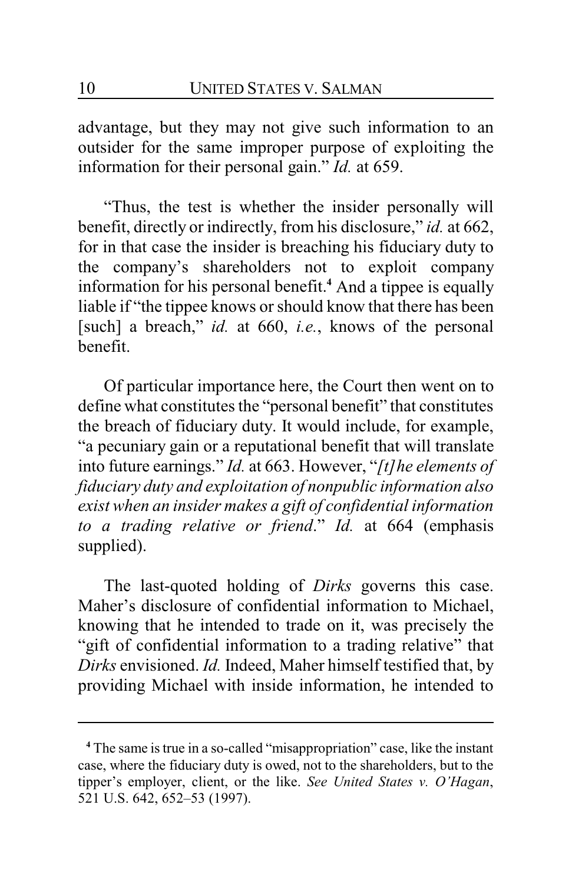advantage, but they may not give such information to an outsider for the same improper purpose of exploiting the information for their personal gain." *Id.* at 659.

"Thus, the test is whether the insider personally will benefit, directly or indirectly, from his disclosure," *id.* at 662, for in that case the insider is breaching his fiduciary duty to the company's shareholders not to exploit company information for his personal benefit.[4] And a tippee is equally liable if "the tippee knows or should know that there has been [such] a breach," *id.* at 660, *i.e.*, knows of the personal benefit.

Of particular importance here, the Court then went on to define what constitutes the "personal benefit" that constitutes the breach of fiduciary duty. It would include, for example, "a pecuniary gain or a reputational benefit that will translate into future earnings." *Id.* at 663. However, "*[t]he elements of fiduciary duty and exploitation of nonpublic information also exist when an insider makes a gift of confidential information to a trading relative or friend*." *Id.* at 664 (emphasis supplied).

The last-quoted holding of *Dirks* governs this case. Maher's disclosure of confidential information to Michael, knowing that he intended to trade on it, was precisely the "gift of confidential information to a trading relative" that *Dirks* envisioned. *Id.* Indeed, Maher himself testified that, by providing Michael with inside information, he intended to

---

[4] The same is true in a so-called "misappropriation" case, like the instant case, where the fiduciary duty is owed, not to the shareholders, but to the tipper's employer, client, or the like. *See United States v. O'Hagan*, 521 U.S. 642, 652–53 (1997).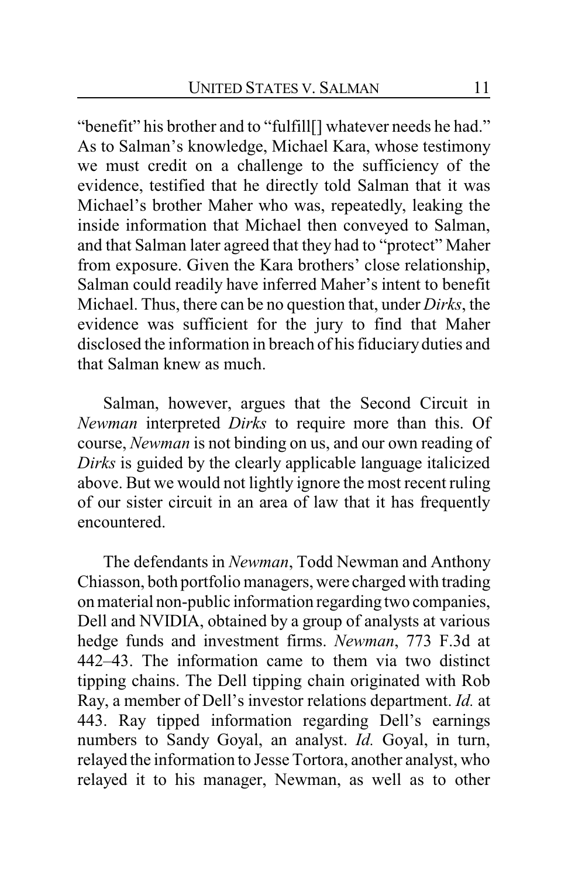"benefit" his brother and to "fulfill[] whatever needs he had." As to Salman's knowledge, Michael Kara, whose testimony we must credit on a challenge to the sufficiency of the evidence, testified that he directly told Salman that it was Michael's brother Maher who was, repeatedly, leaking the inside information that Michael then conveyed to Salman, and that Salman later agreed that they had to "protect" Maher from exposure. Given the Kara brothers' close relationship, Salman could readily have inferred Maher's intent to benefit Michael. Thus, there can be no question that, under *Dirks*, the evidence was sufficient for the jury to find that Maher disclosed the information in breach of his fiduciary duties and that Salman knew as much.

Salman, however, argues that the Second Circuit in *Newman* interpreted *Dirks* to require more than this. Of course, *Newman* is not binding on us, and our own reading of *Dirks* is guided by the clearly applicable language italicized above. But we would not lightly ignore the most recent ruling of our sister circuit in an area of law that it has frequently encountered.

The defendants in *Newman*, Todd Newman and Anthony Chiasson, both portfolio managers, were charged with trading on material non-public information regarding two companies, Dell and NVIDIA, obtained by a group of analysts at various hedge funds and investment firms. *Newman*, 773 F.3d at 442–43. The information came to them via two distinct tipping chains. The Dell tipping chain originated with Rob Ray, a member of Dell's investor relations department. *Id.* at 443. Ray tipped information regarding Dell's earnings numbers to Sandy Goyal, an analyst. *Id.* Goyal, in turn, relayed the information to Jesse Tortora, another analyst, who relayed it to his manager, Newman, as well as to other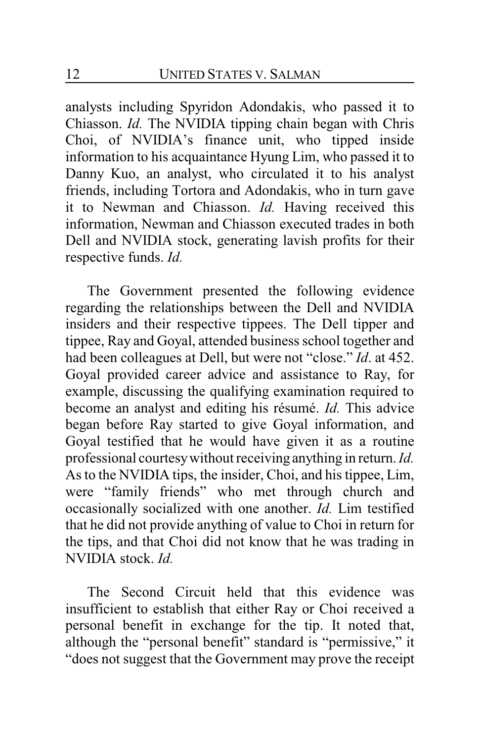analysts including Spyridon Adondakis, who passed it to Chiasson. *Id.* The NVIDIA tipping chain began with Chris Choi, of NVIDIA's finance unit, who tipped inside information to his acquaintance Hyung Lim, who passed it to Danny Kuo, an analyst, who circulated it to his analyst friends, including Tortora and Adondakis, who in turn gave it to Newman and Chiasson. *Id.* Having received this information, Newman and Chiasson executed trades in both Dell and NVIDIA stock, generating lavish profits for their respective funds. *Id.*

The Government presented the following evidence regarding the relationships between the Dell and NVIDIA insiders and their respective tippees. The Dell tipper and tippee, Ray and Goyal, attended business school together and had been colleagues at Dell, but were not "close." *Id*. at 452. Goyal provided career advice and assistance to Ray, for example, discussing the qualifying examination required to become an analyst and editing his résumé. *Id.* This advice began before Ray started to give Goyal information, and Goyal testified that he would have given it as a routine professional courtesy without receiving anything in return. *Id.* As to the NVIDIA tips, the insider, Choi, and his tippee, Lim, were "family friends" who met through church and occasionally socialized with one another. *Id.* Lim testified that he did not provide anything of value to Choi in return for the tips, and that Choi did not know that he was trading in NVIDIA stock. *Id.*

The Second Circuit held that this evidence was insufficient to establish that either Ray or Choi received a personal benefit in exchange for the tip. It noted that, although the "personal benefit" standard is "permissive," it "does not suggest that the Government may prove the receipt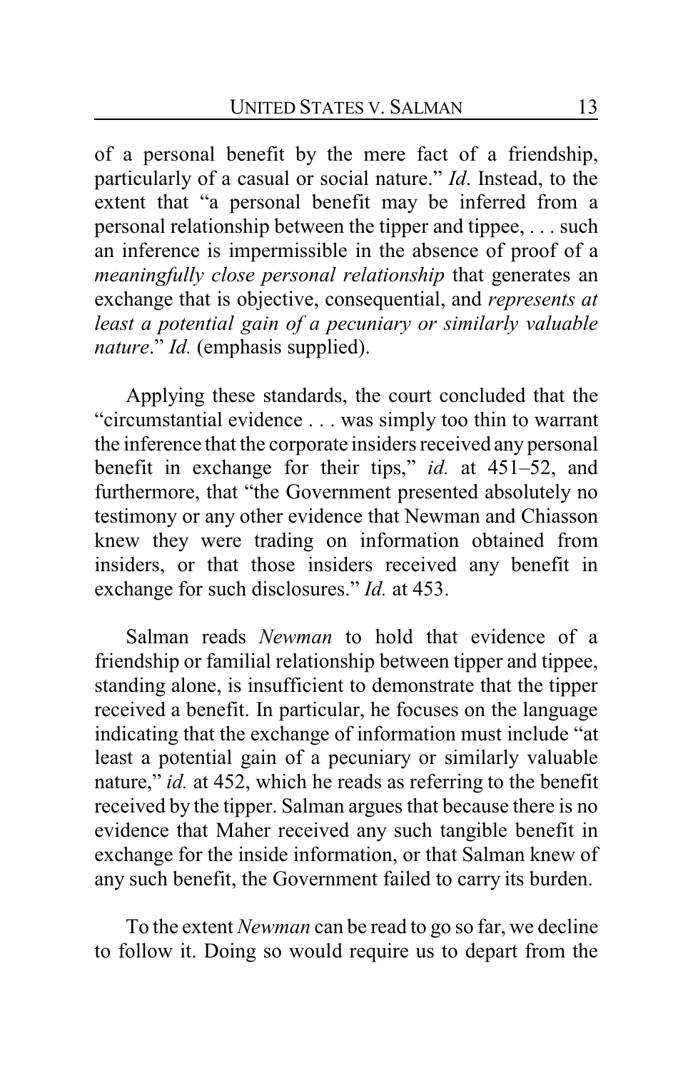of a personal benefit by the mere fact of a friendship, particularly of a casual or social nature." *Id*. Instead, to the extent that "a personal benefit may be inferred from a personal relationship between the tipper and tippee, . . . such an inference is impermissible in the absence of proof of a *meaningfully close personal relationship* that generates an exchange that is objective, consequential, and *represents at least a potential gain of a pecuniary or similarly valuable nature*." *Id.* (emphasis supplied).

Applying these standards, the court concluded that the "circumstantial evidence . . . was simply too thin to warrant the inference that the corporate insiders received any personal benefit in exchange for their tips," *id.* at 451–52, and furthermore, that "the Government presented absolutely no testimony or any other evidence that Newman and Chiasson knew they were trading on information obtained from insiders, or that those insiders received any benefit in exchange for such disclosures." *Id.* at 453.

Salman reads *Newman* to hold that evidence of a friendship or familial relationship between tipper and tippee, standing alone, is insufficient to demonstrate that the tipper received a benefit. In particular, he focuses on the language indicating that the exchange of information must include "at least a potential gain of a pecuniary or similarly valuable nature," *id.* at 452, which he reads as referring to the benefit received by the tipper. Salman argues that because there is no evidence that Maher received any such tangible benefit in exchange for the inside information, or that Salman knew of any such benefit, the Government failed to carry its burden.

To the extent *Newman* can be read to go so far, we decline to follow it. Doing so would require us to depart from the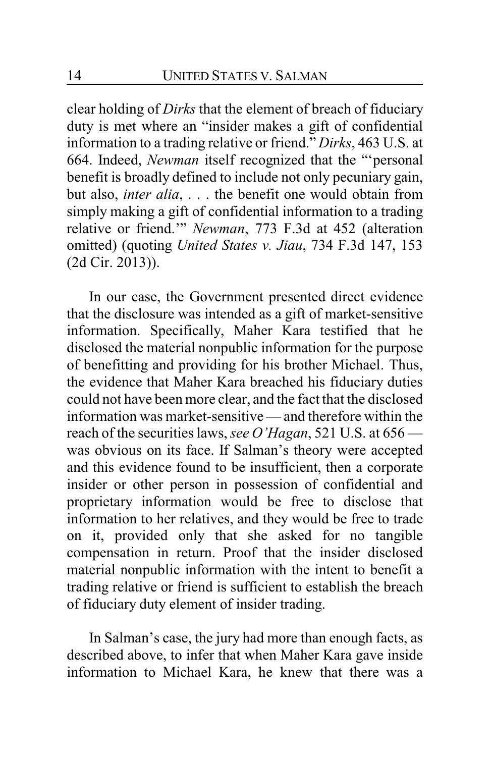clear holding of *Dirks* that the element of breach of fiduciary duty is met where an "insider makes a gift of confidential information to a trading relative or friend." *Dirks*, 463 U.S. at 664. Indeed, *Newman* itself recognized that the "'personal benefit is broadly defined to include not only pecuniary gain, but also, *inter alia*, . . . the benefit one would obtain from simply making a gift of confidential information to a trading relative or friend.'" *Newman*, 773 F.3d at 452 (alteration omitted) (quoting *United States v. Jiau*, 734 F.3d 147, 153 (2d Cir. 2013)).

In our case, the Government presented direct evidence that the disclosure was intended as a gift of market-sensitive information. Specifically, Maher Kara testified that he disclosed the material nonpublic information for the purpose of benefitting and providing for his brother Michael. Thus, the evidence that Maher Kara breached his fiduciary duties could not have been more clear, and the fact that the disclosed information was market-sensitive — and therefore within the reach of the securities laws, *see O'Hagan*, 521 U.S. at 656 — was obvious on its face. If Salman's theory were accepted and this evidence found to be insufficient, then a corporate insider or other person in possession of confidential and proprietary information would be free to disclose that information to her relatives, and they would be free to trade on it, provided only that she asked for no tangible compensation in return. Proof that the insider disclosed material nonpublic information with the intent to benefit a trading relative or friend is sufficient to establish the breach of fiduciary duty element of insider trading.

In Salman's case, the jury had more than enough facts, as described above, to infer that when Maher Kara gave inside information to Michael Kara, he knew that there was a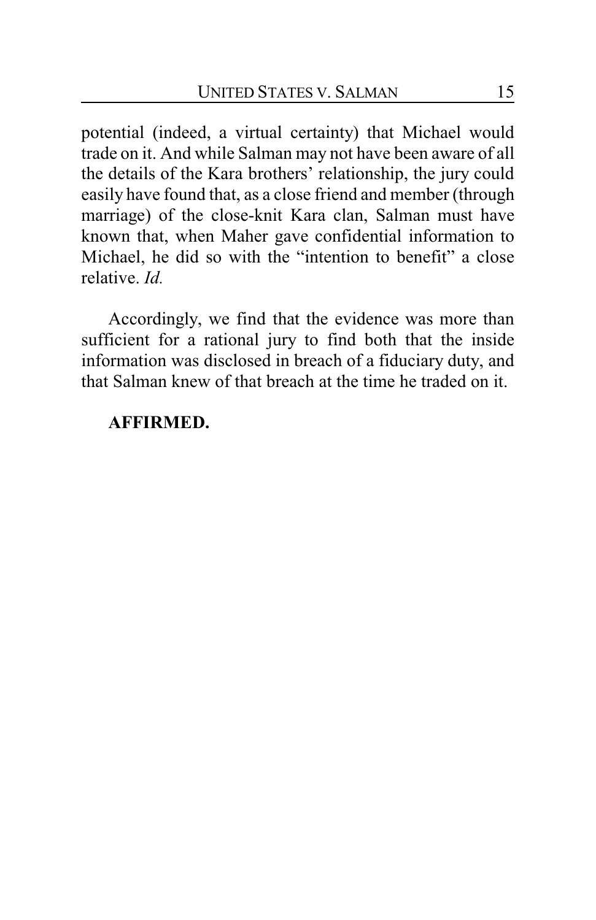potential (indeed, a virtual certainty) that Michael would trade on it. And while Salman may not have been aware of all the details of the Kara brothers' relationship, the jury could easily have found that, as a close friend and member (through marriage) of the close-knit Kara clan, Salman must have known that, when Maher gave confidential information to Michael, he did so with the "intention to benefit" a close relative. *Id.*

Accordingly, we find that the evidence was more than sufficient for a rational jury to find both that the inside information was disclosed in breach of a fiduciary duty, and that Salman knew of that breach at the time he traded on it.

**AFFIRMED.**